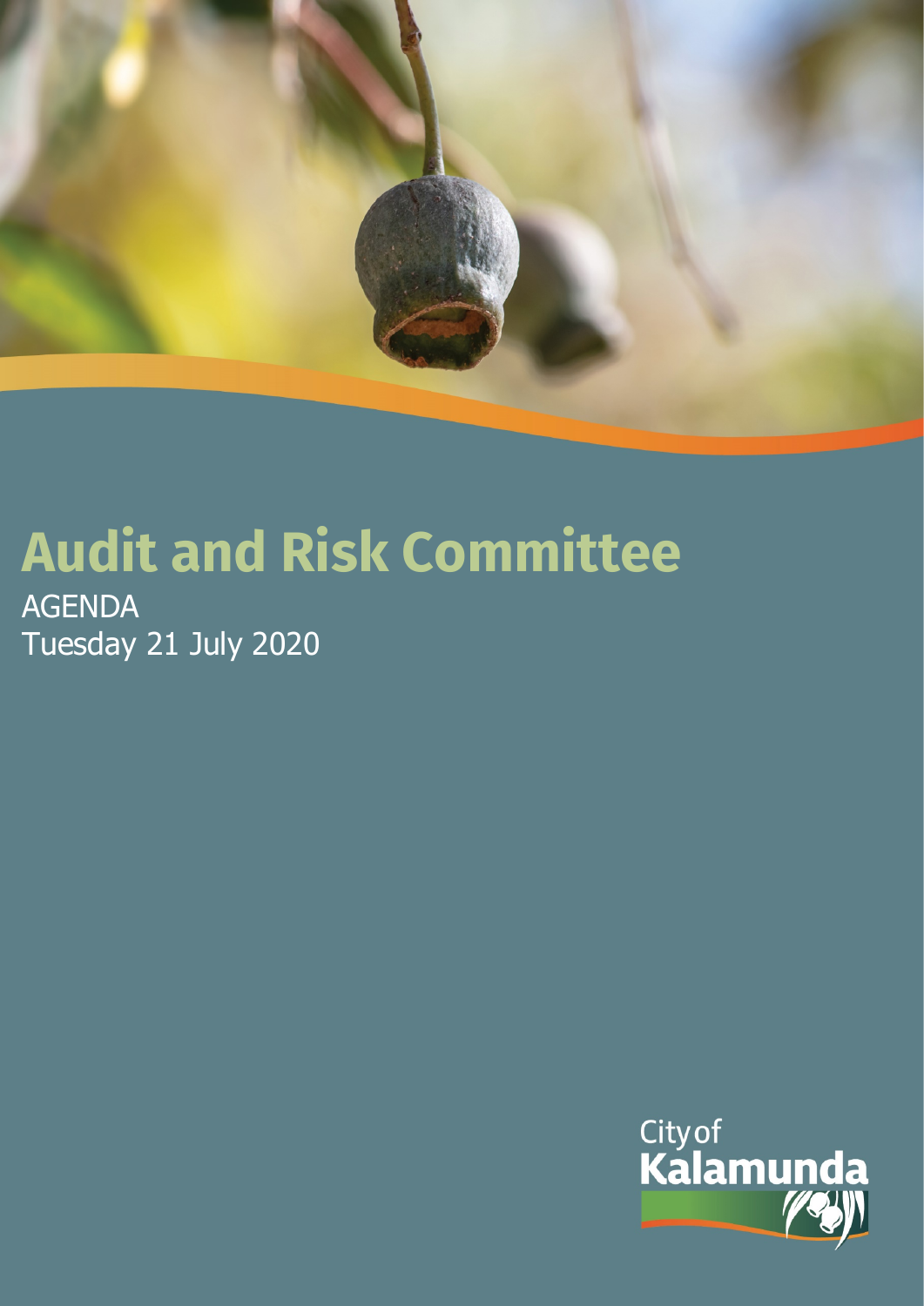# Audit and Risk Committee

AGENDA

Tuesday 21 July 2020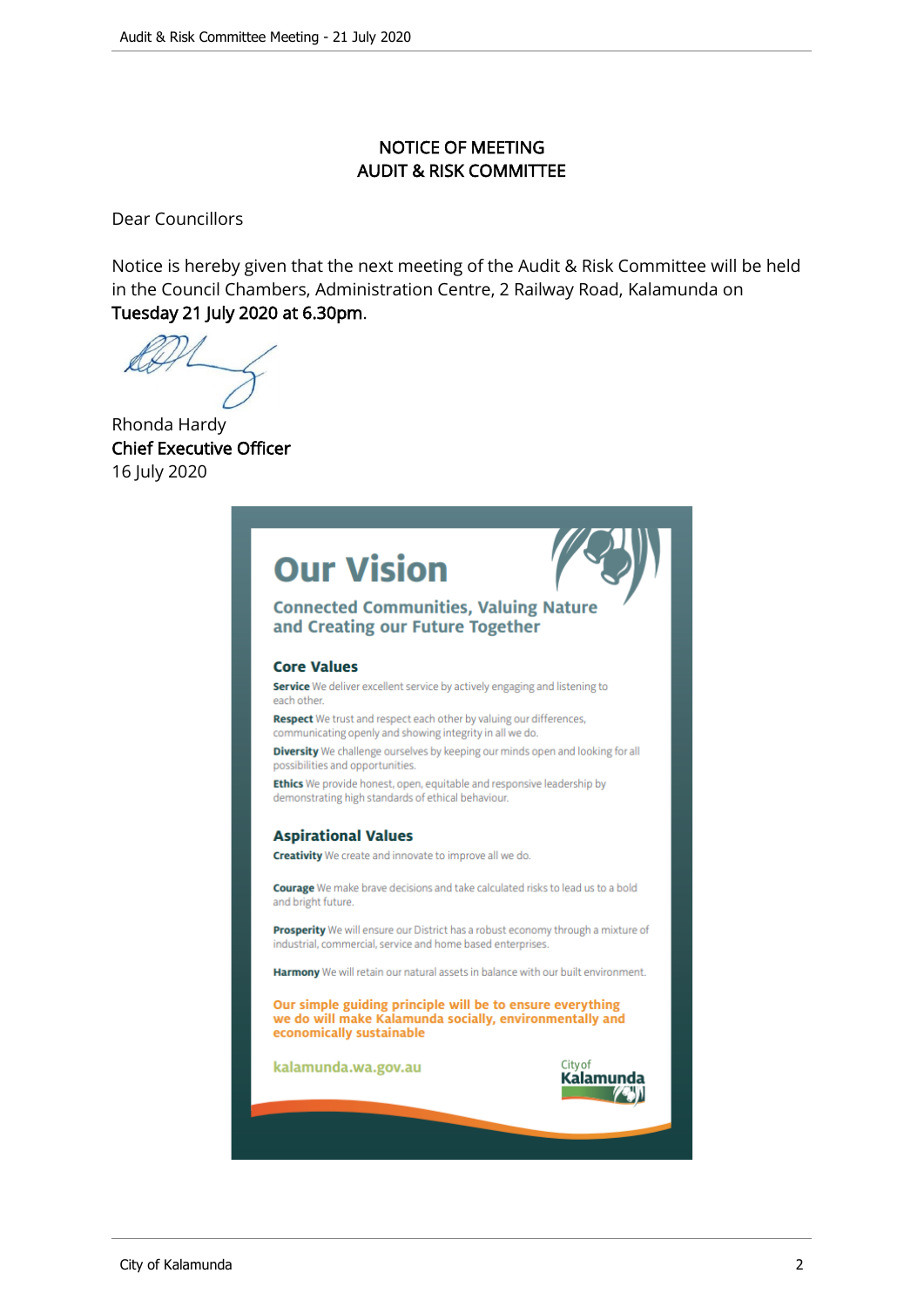# NOTICE OF MEETING
# AUDIT & RISK COMMITTEE

Dear Councillors

Notice is hereby given that the next meeting of the Audit & Risk Committee will be held in the Council Chambers, Administration Centre, 2 Railway Road, Kalamunda on **Tuesday 21 July 2020 at 6.30pm**.

Rhonda Hardy
**Chief Executive Officer**
16 July 2020

## Our Vision

### Connected Communities, Valuing Nature and Creating our Future Together

### Core Values

**Service** We deliver excellent service by actively engaging and listening to each other.

**Respect** We trust and respect each other by valuing our differences, communicating openly and showing integrity in all we do.

**Diversity** We challenge ourselves by keeping our minds open and looking for all possibilities and opportunities.

**Ethics** We provide honest, open, equitable and responsive leadership by demonstrating high standards of ethical behaviour.

### Aspirational Values

**Creativity** We create and innovate to improve all we do.

**Courage** We make brave decisions and take calculated risks to lead us to a bold and bright future.

**Prosperity** We will ensure our District has a robust economy through a mixture of industrial, commercial, service and home based enterprises.

**Harmony** We will retain our natural assets in balance with our built environment.

**Our simple guiding principle will be to ensure everything we do will make Kalamunda socially, environmentally and economically sustainable**

kalamunda.wa.gov.au

City of Kalamunda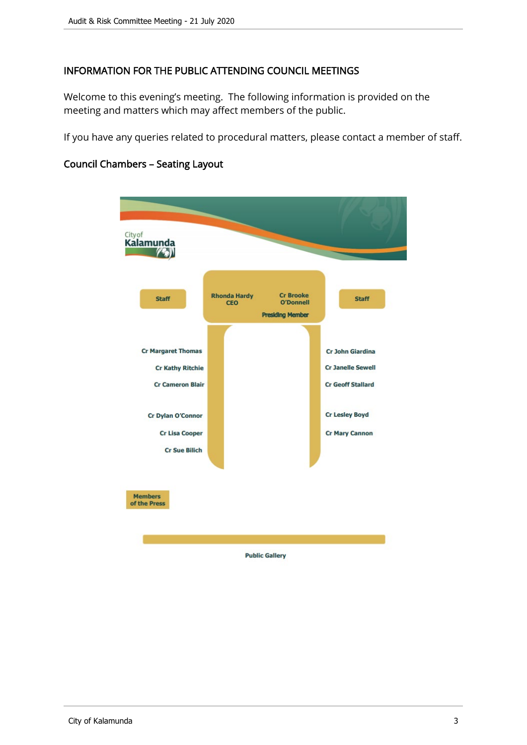## INFORMATION FOR THE PUBLIC ATTENDING COUNCIL MEETINGS

Welcome to this evening's meeting. The following information is provided on the meeting and matters which may affect members of the public.

If you have any queries related to procedural matters, please contact a member of staff.

### Council Chambers – Seating Layout

City of Kalamunda

Staff

Rhonda Hardy CEO

Cr Brooke O'Donnell Presiding Member

Staff

Cr Margaret Thomas

Cr Kathy Ritchie

Cr Cameron Blair

Cr Dylan O'Connor

Cr Lisa Cooper

Cr Sue Bilich

Cr John Giardina

Cr Janelle Sewell

Cr Geoff Stallard

Cr Lesley Boyd

Cr Mary Cannon

Members of the Press

Public Gallery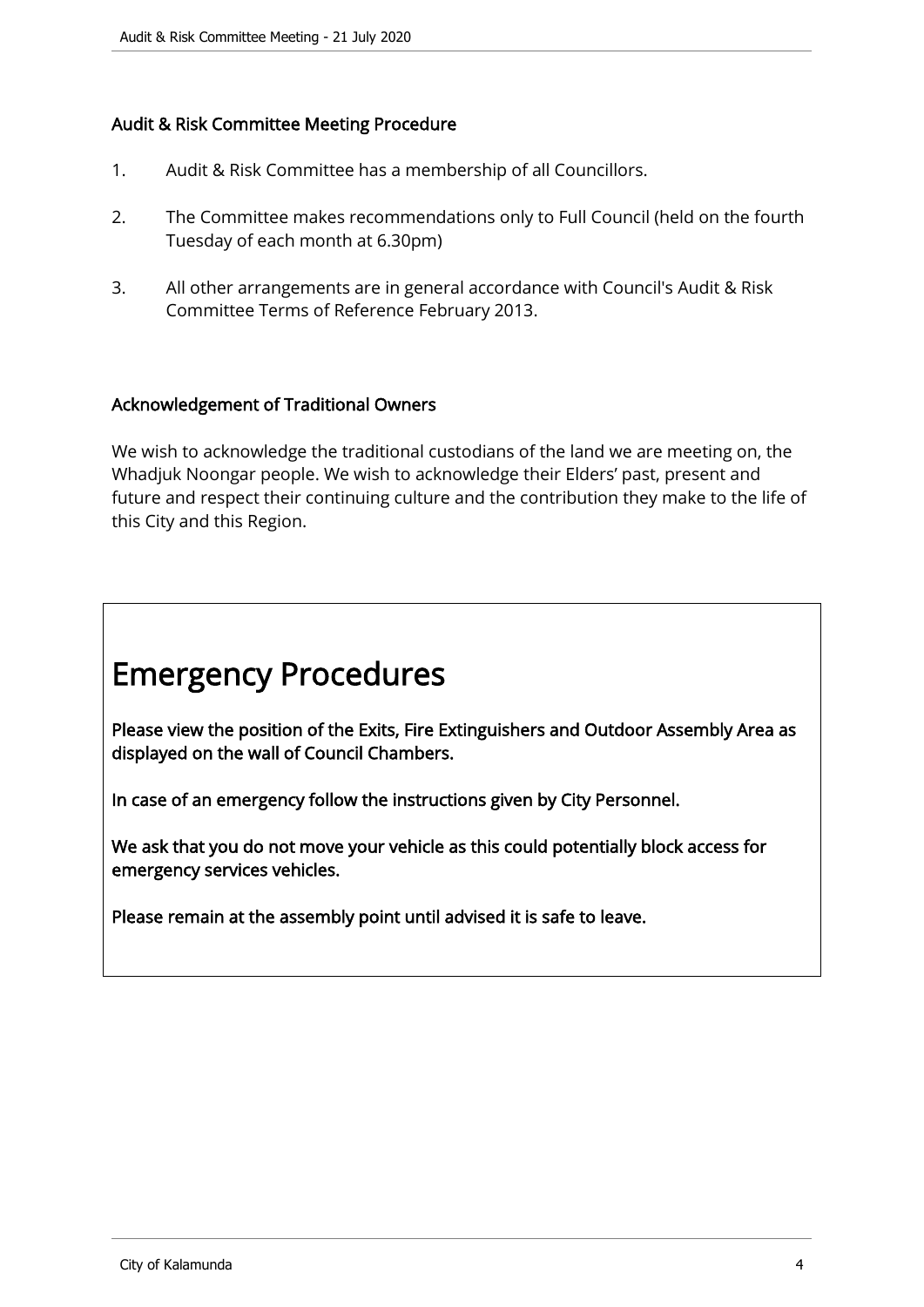**Audit & Risk Committee Meeting Procedure**

1. Audit & Risk Committee has a membership of all Councillors.
2. The Committee makes recommendations only to Full Council (held on the fourth Tuesday of each month at 6.30pm)
3. All other arrangements are in general accordance with Council's Audit & Risk Committee Terms of Reference February 2013.

**Acknowledgement of Traditional Owners**

We wish to acknowledge the traditional custodians of the land we are meeting on, the Whadjuk Noongar people. We wish to acknowledge their Elders' past, present and future and respect their continuing culture and the contribution they make to the life of this City and this Region.

# Emergency Procedures

**Please view the position of the Exits, Fire Extinguishers and Outdoor Assembly Area as displayed on the wall of Council Chambers.**

**In case of an emergency follow the instructions given by City Personnel.**

**We ask that you do not move your vehicle as this could potentially block access for emergency services vehicles.**

**Please remain at the assembly point until advised it is safe to leave.**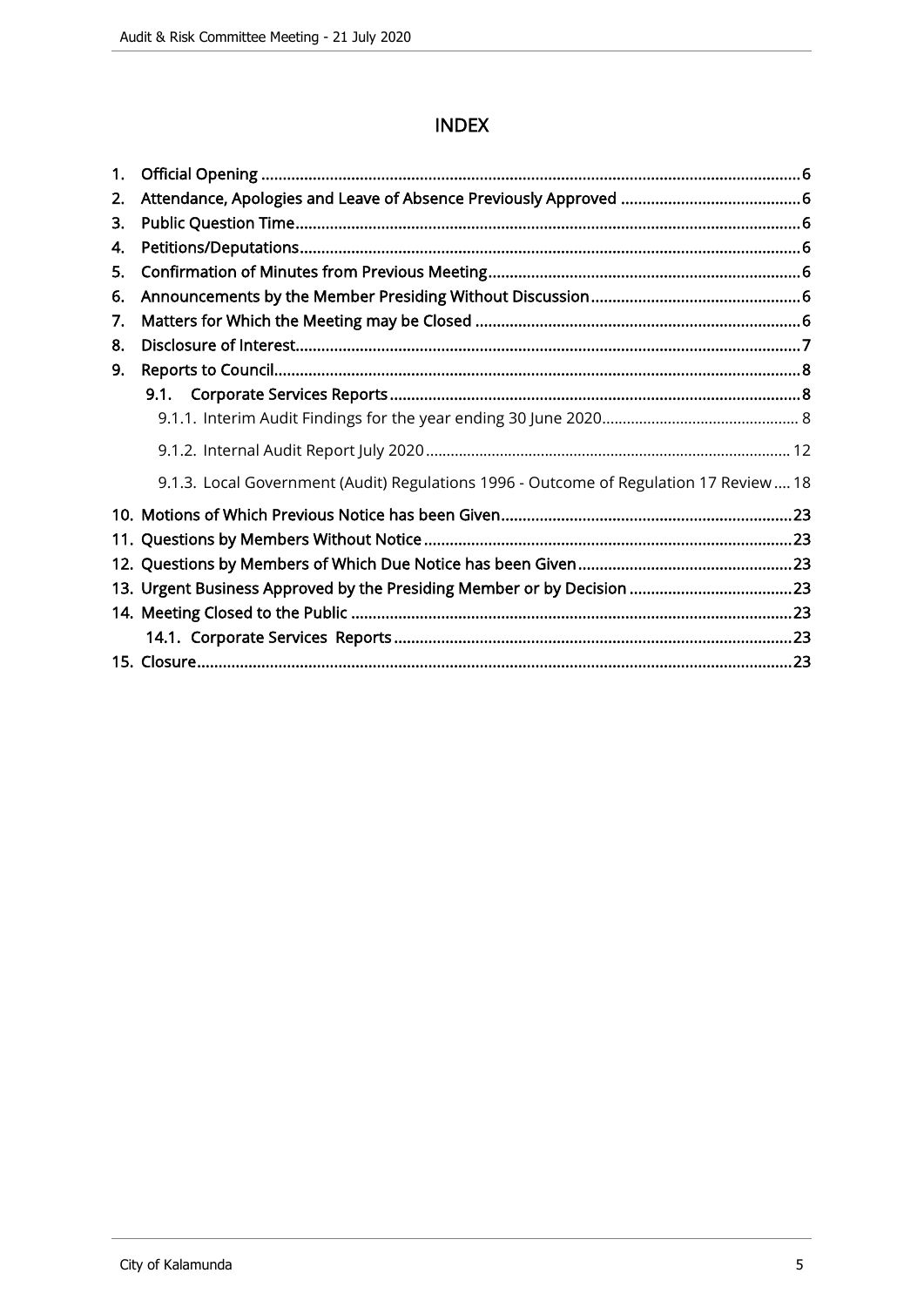# INDEX

1. Official Opening ........................................................................................................................6
2. Attendance, Apologies and Leave of Absence Previously Approved ..........................................6
3. Public Question Time....................................................................................................................6
4. Petitions/Deputations...................................................................................................................6
5. Confirmation of Minutes from Previous Meeting........................................................................6
6. Announcements by the Member Presiding Without Discussion................................................6
7. Matters for Which the Meeting may be Closed ...........................................................................6
8. Disclosure of Interest....................................................................................................................7
9. Reports to Council.........................................................................................................................8
   - 9.1. Corporate Services Reports...............................................................................................8
     - 9.1.1. Interim Audit Findings for the year ending 30 June 2020............................................... 8
     - 9.1.2. Internal Audit Report July 2020....................................................................................... 12
     - 9.1.3. Local Government (Audit) Regulations 1996 - Outcome of Regulation 17 Review .... 18
10. Motions of Which Previous Notice has been Given...................................................................23
11. Questions by Members Without Notice.....................................................................................23
12. Questions by Members of Which Due Notice has been Given..................................................23
13. Urgent Business Approved by the Presiding Member or by Decision ......................................23
14. Meeting Closed to the Public ......................................................................................................23
    - 14.1. Corporate Services Reports............................................................................................23
15. Closure.........................................................................................................................................23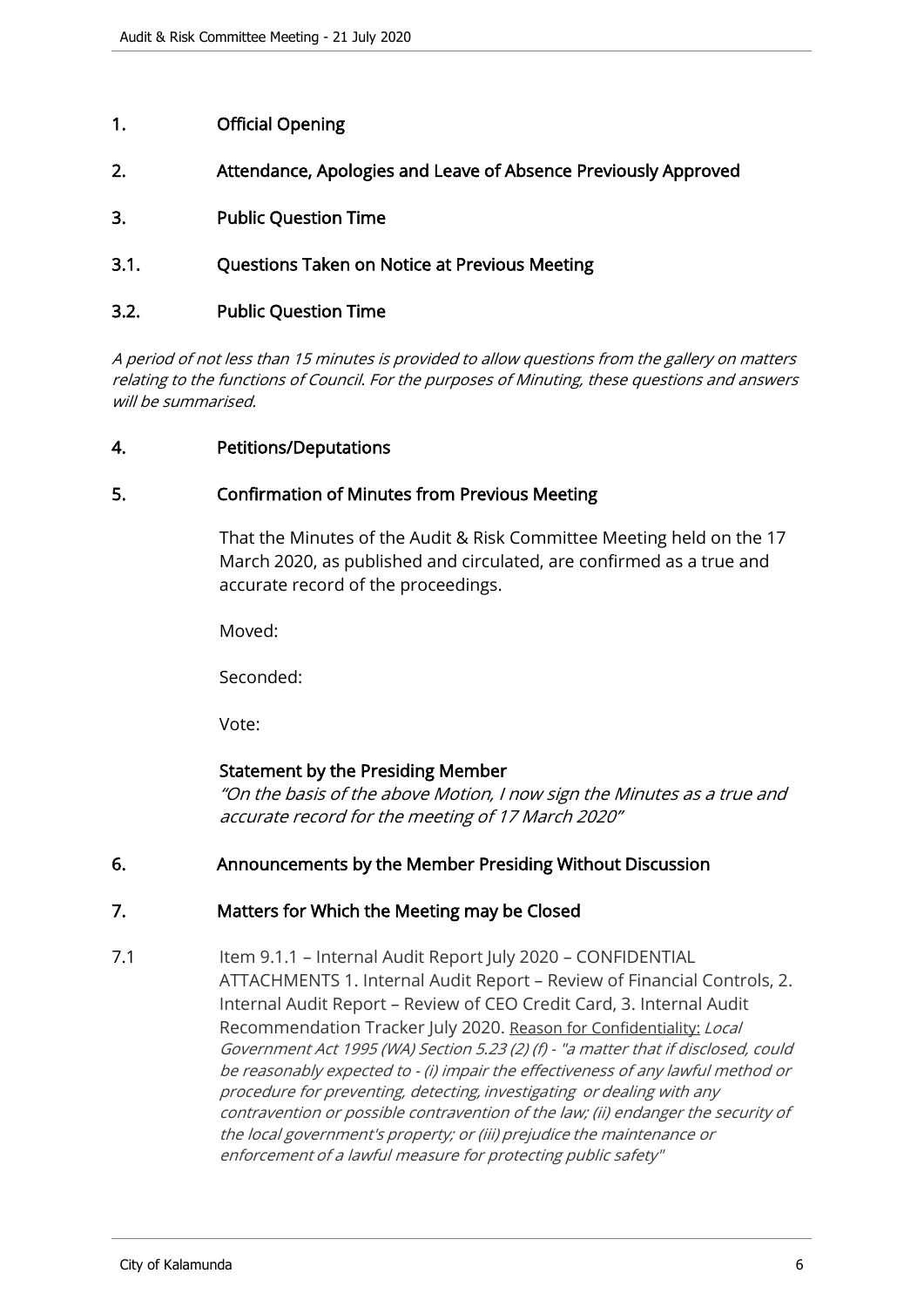## 1. Official Opening

## 2. Attendance, Apologies and Leave of Absence Previously Approved

## 3. Public Question Time

### 3.1. Questions Taken on Notice at Previous Meeting

### 3.2. Public Question Time

*A period of not less than 15 minutes is provided to allow questions from the gallery on matters relating to the functions of Council. For the purposes of Minuting, these questions and answers will be summarised.*

## 4. Petitions/Deputations

## 5. Confirmation of Minutes from Previous Meeting

That the Minutes of the Audit & Risk Committee Meeting held on the 17 March 2020, as published and circulated, are confirmed as a true and accurate record of the proceedings.

Moved:

Seconded:

Vote:

**Statement by the Presiding Member**

*"On the basis of the above Motion, I now sign the Minutes as a true and accurate record for the meeting of 17 March 2020"*

## 6. Announcements by the Member Presiding Without Discussion

## 7. Matters for Which the Meeting may be Closed

7.1 Item 9.1.1 – Internal Audit Report July 2020 – CONFIDENTIAL ATTACHMENTS 1. Internal Audit Report – Review of Financial Controls, 2. Internal Audit Report – Review of CEO Credit Card, 3. Internal Audit Recommendation Tracker July 2020. Reason for Confidentiality: *Local Government Act 1995 (WA) Section 5.23 (2) (f) - "a matter that if disclosed, could be reasonably expected to - (i) impair the effectiveness of any lawful method or procedure for preventing, detecting, investigating or dealing with any contravention or possible contravention of the law; (ii) endanger the security of the local government's property; or (iii) prejudice the maintenance or enforcement of a lawful measure for protecting public safety"*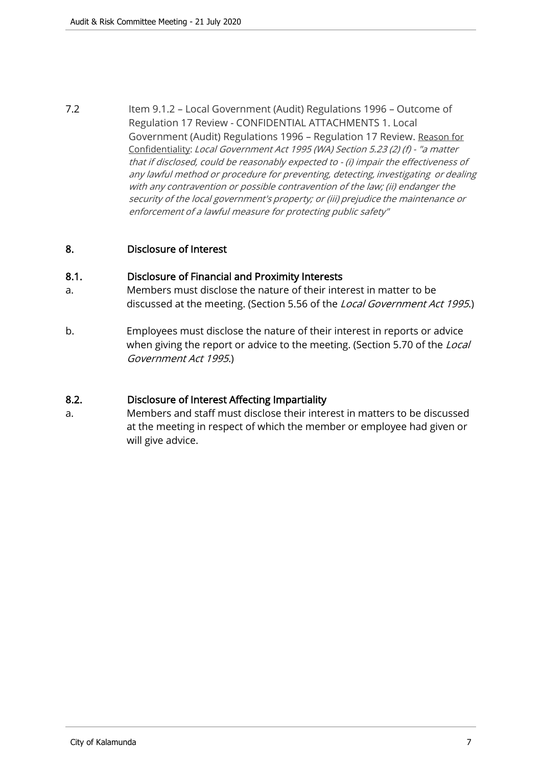7.2 Item 9.1.2 – Local Government (Audit) Regulations 1996 – Outcome of Regulation 17 Review - CONFIDENTIAL ATTACHMENTS 1. Local Government (Audit) Regulations 1996 – Regulation 17 Review. Reason for Confidentiality: *Local Government Act 1995 (WA) Section 5.23 (2) (f) - "a matter that if disclosed, could be reasonably expected to - (i) impair the effectiveness of any lawful method or procedure for preventing, detecting, investigating or dealing with any contravention or possible contravention of the law; (ii) endanger the security of the local government's property; or (iii) prejudice the maintenance or enforcement of a lawful measure for protecting public safety"*

## 8. Disclosure of Interest

### 8.1. Disclosure of Financial and Proximity Interests

a. Members must disclose the nature of their interest in matter to be discussed at the meeting. (Section 5.56 of the *Local Government Act 1995*.)

b. Employees must disclose the nature of their interest in reports or advice when giving the report or advice to the meeting. (Section 5.70 of the *Local Government Act 1995*.)

### 8.2. Disclosure of Interest Affecting Impartiality

a. Members and staff must disclose their interest in matters to be discussed at the meeting in respect of which the member or employee had given or will give advice.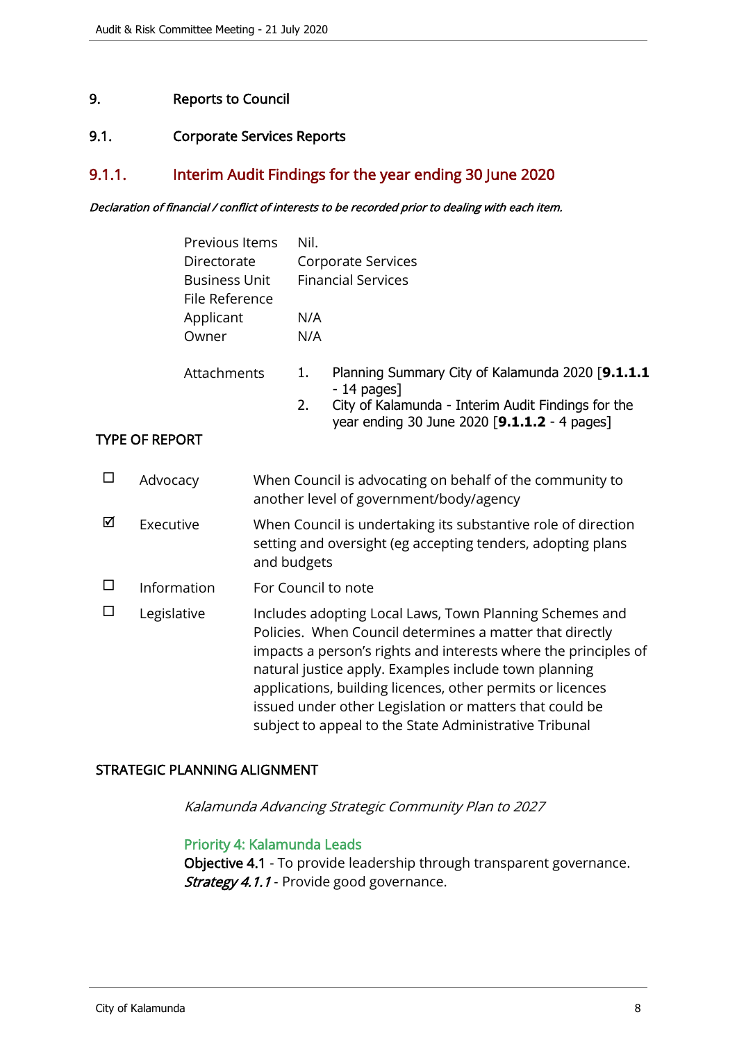# 9. Reports to Council

## 9.1. Corporate Services Reports

### 9.1.1. Interim Audit Findings for the year ending 30 June 2020

*Declaration of financial / conflict of interests to be recorded prior to dealing with each item.*

| | |
|---|---|
| Previous Items | Nil. |
| Directorate | Corporate Services |
| Business Unit | Financial Services |
| File Reference | |
| Applicant | N/A |
| Owner | N/A |

Attachments
1. Planning Summary City of Kalamunda 2020 [**9.1.1.1** - 14 pages]
2. City of Kalamunda - Interim Audit Findings for the year ending 30 June 2020 [**9.1.1.2** - 4 pages]

**TYPE OF REPORT**

| | | |
|---|---|---|
| ☐ | Advocacy | When Council is advocating on behalf of the community to another level of government/body/agency |
| ☑ | Executive | When Council is undertaking its substantive role of direction setting and oversight (eg accepting tenders, adopting plans and budgets |
| ☐ | Information | For Council to note |
| ☐ | Legislative | Includes adopting Local Laws, Town Planning Schemes and Policies. When Council determines a matter that directly impacts a person's rights and interests where the principles of natural justice apply. Examples include town planning applications, building licences, other permits or licences issued under other Legislation or matters that could be subject to appeal to the State Administrative Tribunal |

**STRATEGIC PLANNING ALIGNMENT**

*Kalamunda Advancing Strategic Community Plan to 2027*

Priority 4: Kalamunda Leads
**Objective 4.1** - To provide leadership through transparent governance.
*Strategy 4.1.1* - Provide good governance.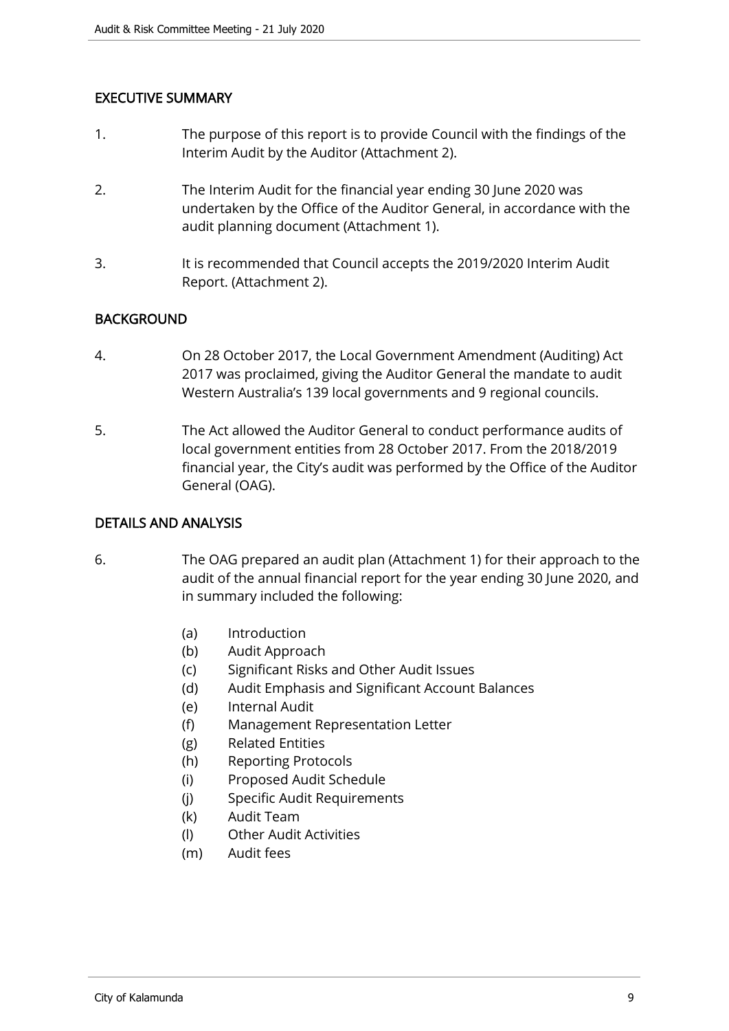## EXECUTIVE SUMMARY

1. The purpose of this report is to provide Council with the findings of the Interim Audit by the Auditor (Attachment 2).

2. The Interim Audit for the financial year ending 30 June 2020 was undertaken by the Office of the Auditor General, in accordance with the audit planning document (Attachment 1).

3. It is recommended that Council accepts the 2019/2020 Interim Audit Report. (Attachment 2).

## BACKGROUND

4. On 28 October 2017, the Local Government Amendment (Auditing) Act 2017 was proclaimed, giving the Auditor General the mandate to audit Western Australia's 139 local governments and 9 regional councils.

5. The Act allowed the Auditor General to conduct performance audits of local government entities from 28 October 2017. From the 2018/2019 financial year, the City's audit was performed by the Office of the Auditor General (OAG).

## DETAILS AND ANALYSIS

6. The OAG prepared an audit plan (Attachment 1) for their approach to the audit of the annual financial report for the year ending 30 June 2020, and in summary included the following:

   (a) Introduction
   (b) Audit Approach
   (c) Significant Risks and Other Audit Issues
   (d) Audit Emphasis and Significant Account Balances
   (e) Internal Audit
   (f) Management Representation Letter
   (g) Related Entities
   (h) Reporting Protocols
   (i) Proposed Audit Schedule
   (j) Specific Audit Requirements
   (k) Audit Team
   (l) Other Audit Activities
   (m) Audit fees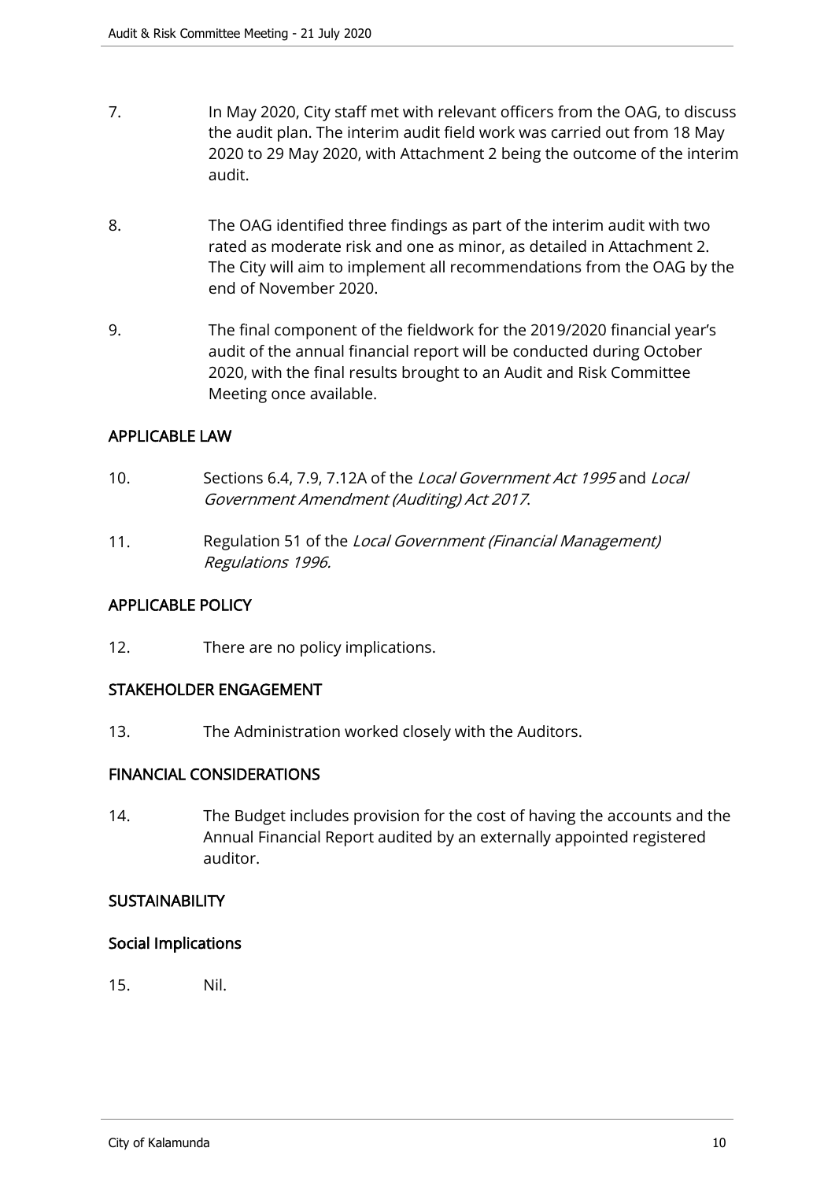7. In May 2020, City staff met with relevant officers from the OAG, to discuss the audit plan. The interim audit field work was carried out from 18 May 2020 to 29 May 2020, with Attachment 2 being the outcome of the interim audit.

8. The OAG identified three findings as part of the interim audit with two rated as moderate risk and one as minor, as detailed in Attachment 2. The City will aim to implement all recommendations from the OAG by the end of November 2020.

9. The final component of the fieldwork for the 2019/2020 financial year's audit of the annual financial report will be conducted during October 2020, with the final results brought to an Audit and Risk Committee Meeting once available.

## APPLICABLE LAW

10. Sections 6.4, 7.9, 7.12A of the *Local Government Act 1995* and *Local Government Amendment (Auditing) Act 2017*.

11. Regulation 51 of the *Local Government (Financial Management) Regulations 1996.*

## APPLICABLE POLICY

12. There are no policy implications.

## STAKEHOLDER ENGAGEMENT

13. The Administration worked closely with the Auditors.

## FINANCIAL CONSIDERATIONS

14. The Budget includes provision for the cost of having the accounts and the Annual Financial Report audited by an externally appointed registered auditor.

## SUSTAINABILITY

### Social Implications

15. Nil.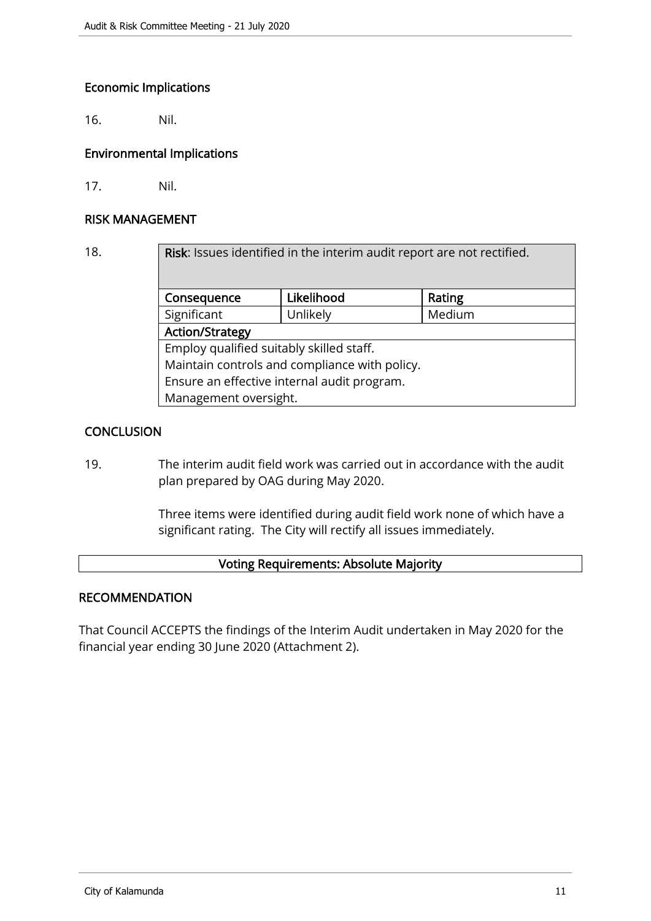### Economic Implications

16. Nil.

### Environmental Implications

17. Nil.

### RISK MANAGEMENT

18.

| **Risk**: Issues identified in the interim audit report are not rectified. | | |
|---|---|---|
| **Consequence** | **Likelihood** | **Rating** |
| Significant | Unlikely | Medium |
| **Action/Strategy** | | |
| Employ qualified suitably skilled staff.<br>Maintain controls and compliance with policy.<br>Ensure an effective internal audit program.<br>Management oversight. | | |

## CONCLUSION

19. The interim audit field work was carried out in accordance with the audit plan prepared by OAG during May 2020.

    Three items were identified during audit field work none of which have a significant rating. The City will rectify all issues immediately.

**Voting Requirements: Absolute Majority**

## RECOMMENDATION

That Council ACCEPTS the findings of the Interim Audit undertaken in May 2020 for the financial year ending 30 June 2020 (Attachment 2).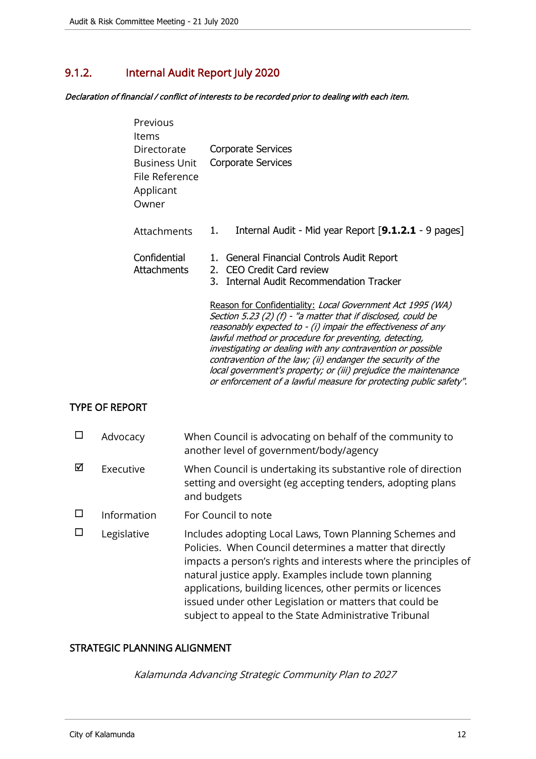## 9.1.2. Internal Audit Report July 2020

***Declaration of financial / conflict of interests to be recorded prior to dealing with each item.***

| | |
|---|---|
| Previous Items | |
| Directorate | Corporate Services |
| Business Unit | Corporate Services |
| File Reference | |
| Applicant | |
| Owner | |
| Attachments | 1. Internal Audit - Mid year Report [**9.1.2.1** - 9 pages] |
| Confidential Attachments | 1. General Financial Controls Audit Report<br>2. CEO Credit Card review<br>3. Internal Audit Recommendation Tracker<br><br><u>Reason for Confidentiality:</u> *Local Government Act 1995 (WA) Section 5.23 (2) (f) - "a matter that if disclosed, could be reasonably expected to - (i) impair the effectiveness of any lawful method or procedure for preventing, detecting, investigating or dealing with any contravention or possible contravention of the law; (ii) endanger the security of the local government's property; or (iii) prejudice the maintenance or enforcement of a lawful measure for protecting public safety".* |

### TYPE OF REPORT

| | | |
|---|---|---|
| ☐ | Advocacy | When Council is advocating on behalf of the community to another level of government/body/agency |
| ☑ | Executive | When Council is undertaking its substantive role of direction setting and oversight (eg accepting tenders, adopting plans and budgets |
| ☐ | Information | For Council to note |
| ☐ | Legislative | Includes adopting Local Laws, Town Planning Schemes and Policies. When Council determines a matter that directly impacts a person's rights and interests where the principles of natural justice apply. Examples include town planning applications, building licences, other permits or licences issued under other Legislation or matters that could be subject to appeal to the State Administrative Tribunal |

### STRATEGIC PLANNING ALIGNMENT

*Kalamunda Advancing Strategic Community Plan to 2027*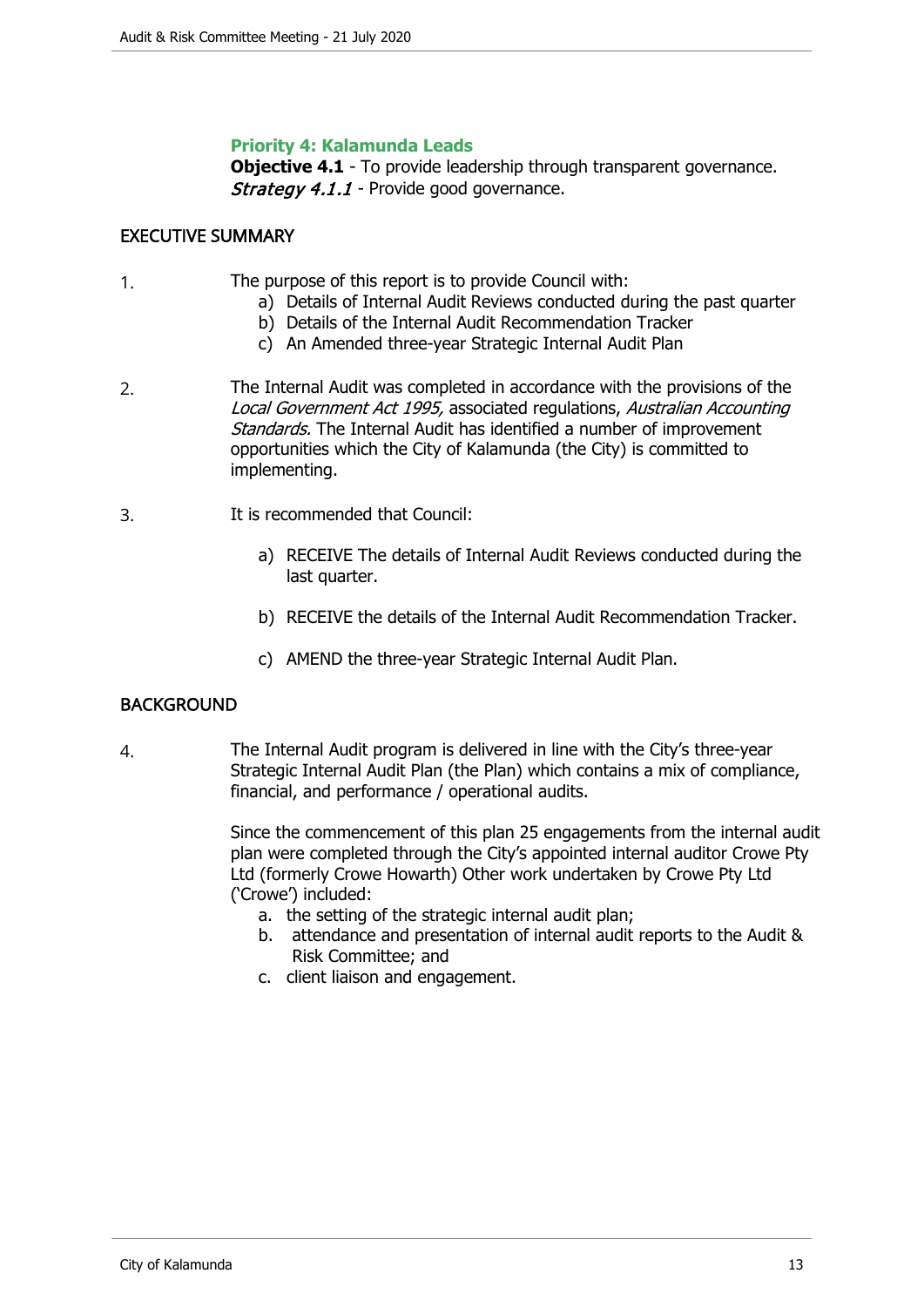**Priority 4: Kalamunda Leads**
**Objective 4.1** - To provide leadership through transparent governance.
*Strategy 4.1.1* - Provide good governance.

## EXECUTIVE SUMMARY

1. The purpose of this report is to provide Council with:
    a) Details of Internal Audit Reviews conducted during the past quarter
    b) Details of the Internal Audit Recommendation Tracker
    c) An Amended three-year Strategic Internal Audit Plan

2. The Internal Audit was completed in accordance with the provisions of the *Local Government Act 1995,* associated regulations, *Australian Accounting Standards.* The Internal Audit has identified a number of improvement opportunities which the City of Kalamunda (the City) is committed to implementing.

3. It is recommended that Council:

    a) RECEIVE The details of Internal Audit Reviews conducted during the last quarter.

    b) RECEIVE the details of the Internal Audit Recommendation Tracker.

    c) AMEND the three-year Strategic Internal Audit Plan.

## BACKGROUND

4. The Internal Audit program is delivered in line with the City's three-year Strategic Internal Audit Plan (the Plan) which contains a mix of compliance, financial, and performance / operational audits.

    Since the commencement of this plan 25 engagements from the internal audit plan were completed through the City's appointed internal auditor Crowe Pty Ltd (formerly Crowe Howarth) Other work undertaken by Crowe Pty Ltd ('Crowe') included:
    a. the setting of the strategic internal audit plan;
    b. attendance and presentation of internal audit reports to the Audit & Risk Committee; and
    c. client liaison and engagement.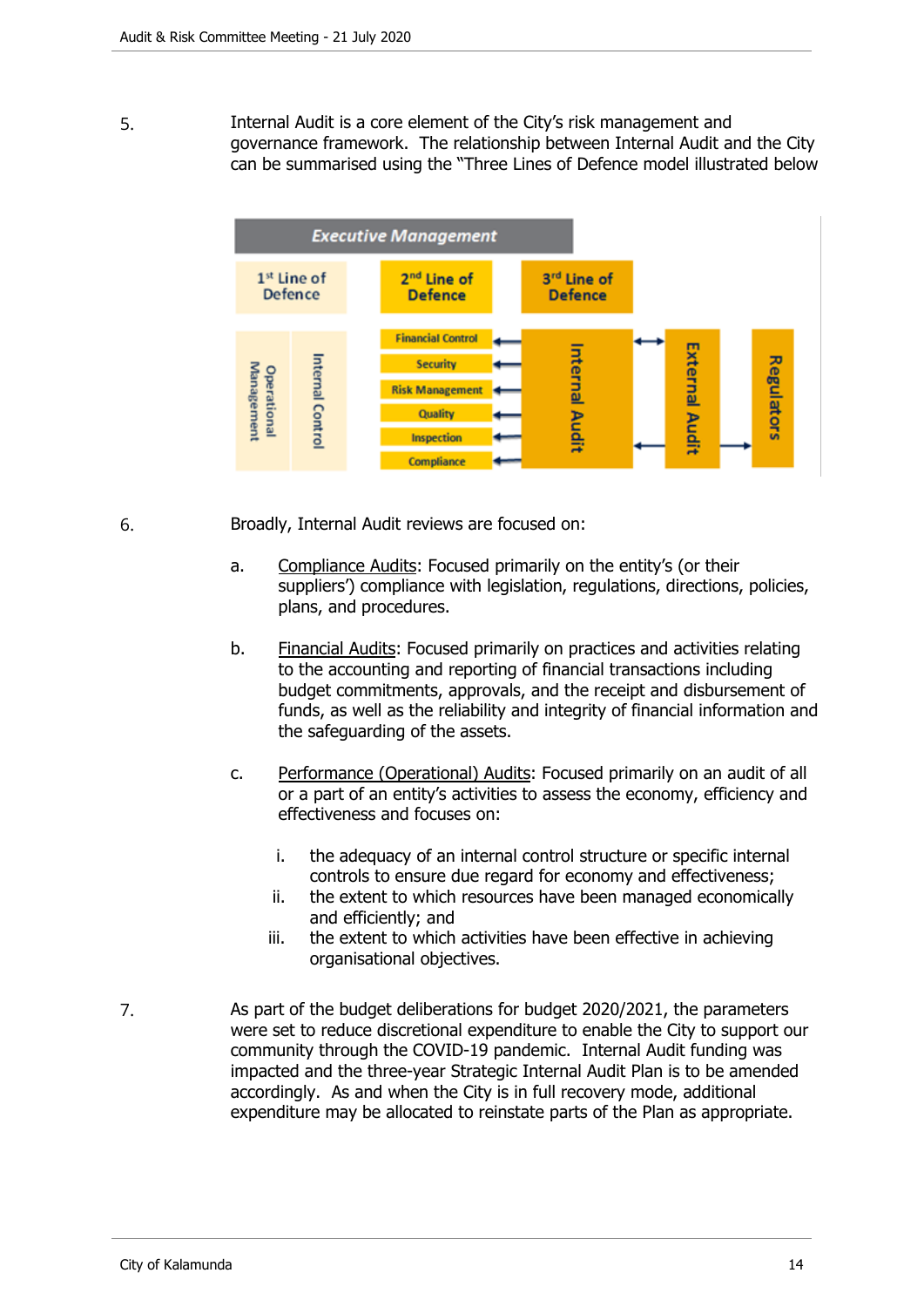5. Internal Audit is a core element of the City's risk management and governance framework. The relationship between Internal Audit and the City can be summarised using the "Three Lines of Defence model illustrated below

6. Broadly, Internal Audit reviews are focused on:

   a. Compliance Audits: Focused primarily on the entity's (or their suppliers') compliance with legislation, regulations, directions, policies, plans, and procedures.

   b. Financial Audits: Focused primarily on practices and activities relating to the accounting and reporting of financial transactions including budget commitments, approvals, and the receipt and disbursement of funds, as well as the reliability and integrity of financial information and the safeguarding of the assets.

   c. Performance (Operational) Audits: Focused primarily on an audit of all or a part of an entity's activities to assess the economy, efficiency and effectiveness and focuses on:

      i. the adequacy of an internal control structure or specific internal controls to ensure due regard for economy and effectiveness;
      ii. the extent to which resources have been managed economically and efficiently; and
      iii. the extent to which activities have been effective in achieving organisational objectives.

7. As part of the budget deliberations for budget 2020/2021, the parameters were set to reduce discretional expenditure to enable the City to support our community through the COVID-19 pandemic. Internal Audit funding was impacted and the three-year Strategic Internal Audit Plan is to be amended accordingly. As and when the City is in full recovery mode, additional expenditure may be allocated to reinstate parts of the Plan as appropriate.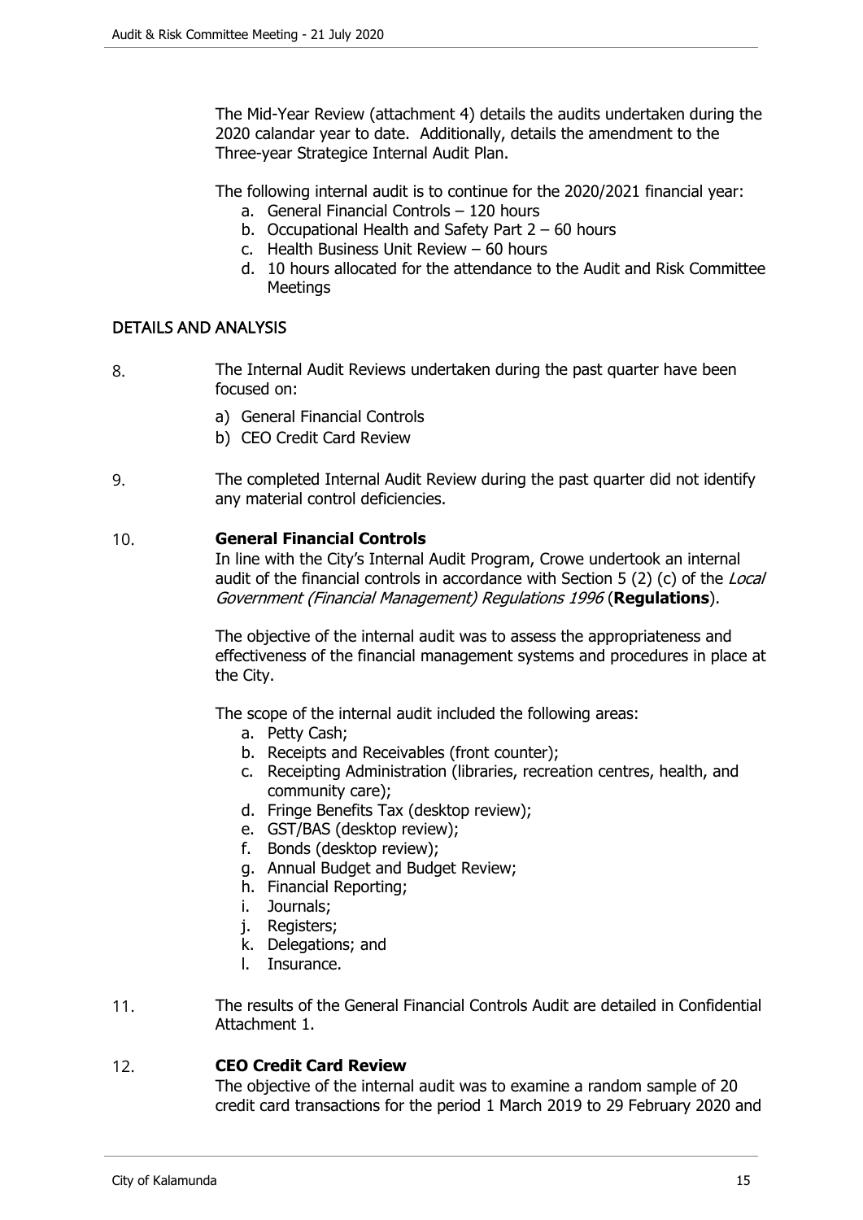The Mid-Year Review (attachment 4) details the audits undertaken during the 2020 calandar year to date. Additionally, details the amendment to the Three-year Strategice Internal Audit Plan.

The following internal audit is to continue for the 2020/2021 financial year:

a. General Financial Controls – 120 hours
b. Occupational Health and Safety Part 2 – 60 hours
c. Health Business Unit Review – 60 hours
d. 10 hours allocated for the attendance to the Audit and Risk Committee Meetings

## DETAILS AND ANALYSIS

8. The Internal Audit Reviews undertaken during the past quarter have been focused on:

   a) General Financial Controls
   b) CEO Credit Card Review

9. The completed Internal Audit Review during the past quarter did not identify any material control deficiencies.

10. **General Financial Controls**

    In line with the City's Internal Audit Program, Crowe undertook an internal audit of the financial controls in accordance with Section 5 (2) (c) of the *Local Government (Financial Management) Regulations 1996* (**Regulations**).

    The objective of the internal audit was to assess the appropriateness and effectiveness of the financial management systems and procedures in place at the City.

    The scope of the internal audit included the following areas:

    a. Petty Cash;
    b. Receipts and Receivables (front counter);
    c. Receipting Administration (libraries, recreation centres, health, and community care);
    d. Fringe Benefits Tax (desktop review);
    e. GST/BAS (desktop review);
    f. Bonds (desktop review);
    g. Annual Budget and Budget Review;
    h. Financial Reporting;
    i. Journals;
    j. Registers;
    k. Delegations; and
    l. Insurance.

11. The results of the General Financial Controls Audit are detailed in Confidential Attachment 1.

12. **CEO Credit Card Review**

    The objective of the internal audit was to examine a random sample of 20 credit card transactions for the period 1 March 2019 to 29 February 2020 and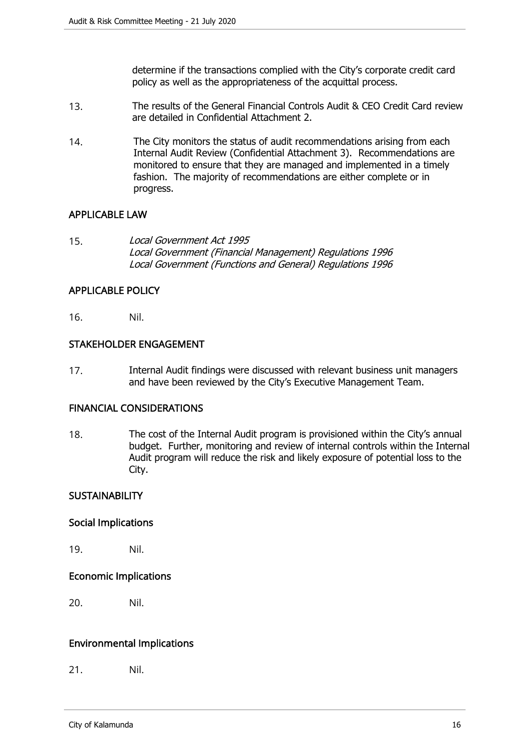determine if the transactions complied with the City's corporate credit card policy as well as the appropriateness of the acquittal process.

13. The results of the General Financial Controls Audit & CEO Credit Card review are detailed in Confidential Attachment 2.

14. The City monitors the status of audit recommendations arising from each Internal Audit Review (Confidential Attachment 3). Recommendations are monitored to ensure that they are managed and implemented in a timely fashion. The majority of recommendations are either complete or in progress.

## APPLICABLE LAW

15. *Local Government Act 1995*
*Local Government (Financial Management) Regulations 1996*
*Local Government (Functions and General) Regulations 1996*

## APPLICABLE POLICY

16. Nil.

## STAKEHOLDER ENGAGEMENT

17. Internal Audit findings were discussed with relevant business unit managers and have been reviewed by the City's Executive Management Team.

## FINANCIAL CONSIDERATIONS

18. The cost of the Internal Audit program is provisioned within the City's annual budget. Further, monitoring and review of internal controls within the Internal Audit program will reduce the risk and likely exposure of potential loss to the City.

## SUSTAINABILITY

### Social Implications

19. Nil.

### Economic Implications

20. Nil.

### Environmental Implications

21. Nil.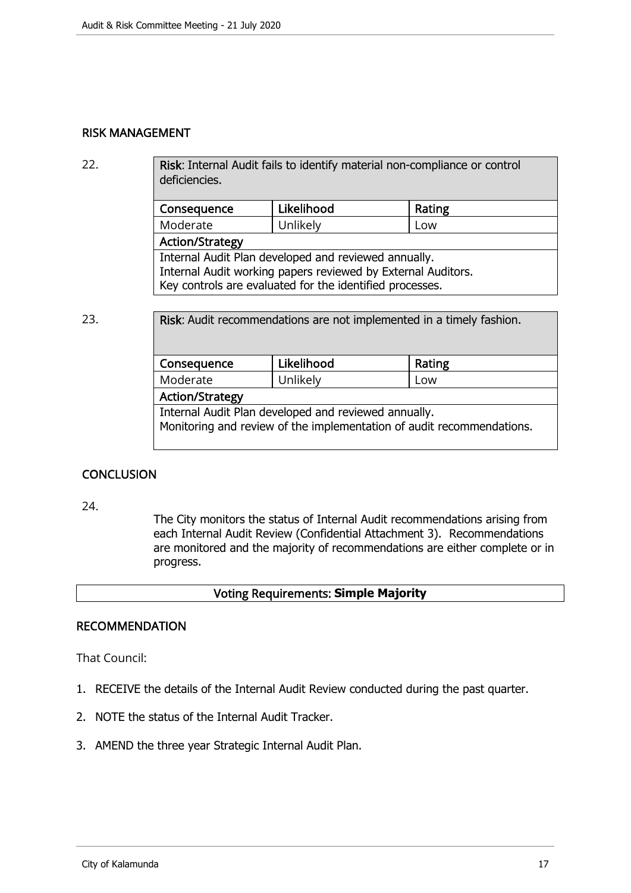## RISK MANAGEMENT

22.

| **Risk**: Internal Audit fails to identify material non-compliance or control deficiencies. | | |
|---|---|---|
| **Consequence** | **Likelihood** | **Rating** |
| Moderate | Unlikely | Low |
| **Action/Strategy** | | |
| Internal Audit Plan developed and reviewed annually.<br>Internal Audit working papers reviewed by External Auditors.<br>Key controls are evaluated for the identified processes. | | |

23.

| **Risk**: Audit recommendations are not implemented in a timely fashion. | | |
|---|---|---|
| **Consequence** | **Likelihood** | **Rating** |
| Moderate | Unlikely | Low |
| **Action/Strategy** | | |
| Internal Audit Plan developed and reviewed annually.<br>Monitoring and review of the implementation of audit recommendations. | | |

## CONCLUSION

24. The City monitors the status of Internal Audit recommendations arising from each Internal Audit Review (Confidential Attachment 3). Recommendations are monitored and the majority of recommendations are either complete or in progress.

**Voting Requirements: Simple Majority**

## RECOMMENDATION

That Council:

1. RECEIVE the details of the Internal Audit Review conducted during the past quarter.
2. NOTE the status of the Internal Audit Tracker.
3. AMEND the three year Strategic Internal Audit Plan.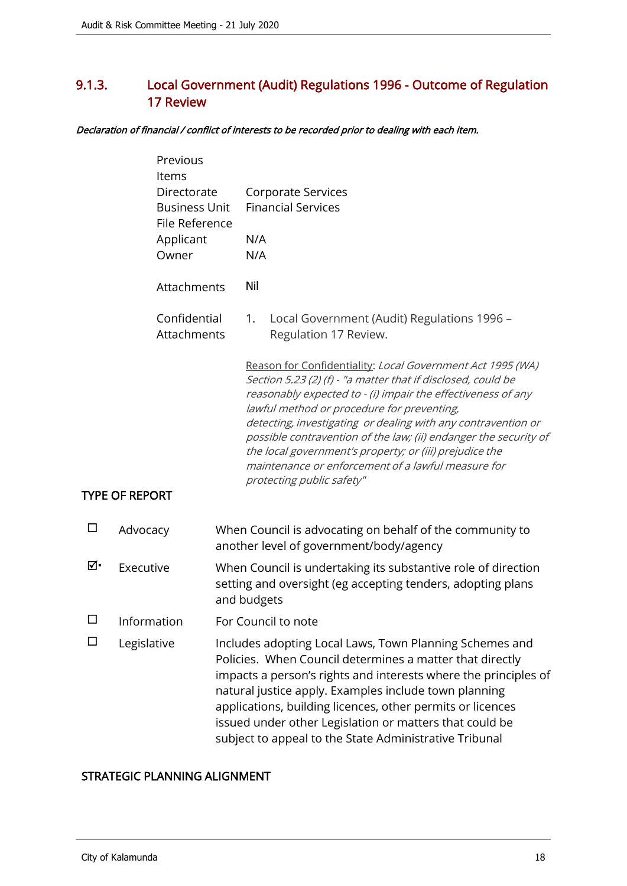## 9.1.3. Local Government (Audit) Regulations 1996 - Outcome of Regulation 17 Review

***Declaration of financial / conflict of interests to be recorded prior to dealing with each item.***

| | |
|---|---|
| Previous Items | |
| Directorate | Corporate Services |
| Business Unit | Financial Services |
| File Reference | |
| Applicant | N/A |
| Owner | N/A |
| Attachments | Nil |
| Confidential Attachments | 1. Local Government (Audit) Regulations 1996 – Regulation 17 Review. |

Reason for Confidentiality: *Local Government Act 1995 (WA) Section 5.23 (2) (f) - "a matter that if disclosed, could be reasonably expected to - (i) impair the effectiveness of any lawful method or procedure for preventing, detecting, investigating or dealing with any contravention or possible contravention of the law; (ii) endanger the security of the local government's property; or (iii) prejudice the maintenance or enforcement of a lawful measure for protecting public safety"*

### TYPE OF REPORT

| | | |
|---|---|---|
| ☐ | Advocacy | When Council is advocating on behalf of the community to another level of government/body/agency |
| ☑ | Executive | When Council is undertaking its substantive role of direction setting and oversight (eg accepting tenders, adopting plans and budgets |
| ☐ | Information | For Council to note |
| ☐ | Legislative | Includes adopting Local Laws, Town Planning Schemes and Policies. When Council determines a matter that directly impacts a person's rights and interests where the principles of natural justice apply. Examples include town planning applications, building licences, other permits or licences issued under other Legislation or matters that could be subject to appeal to the State Administrative Tribunal |

### STRATEGIC PLANNING ALIGNMENT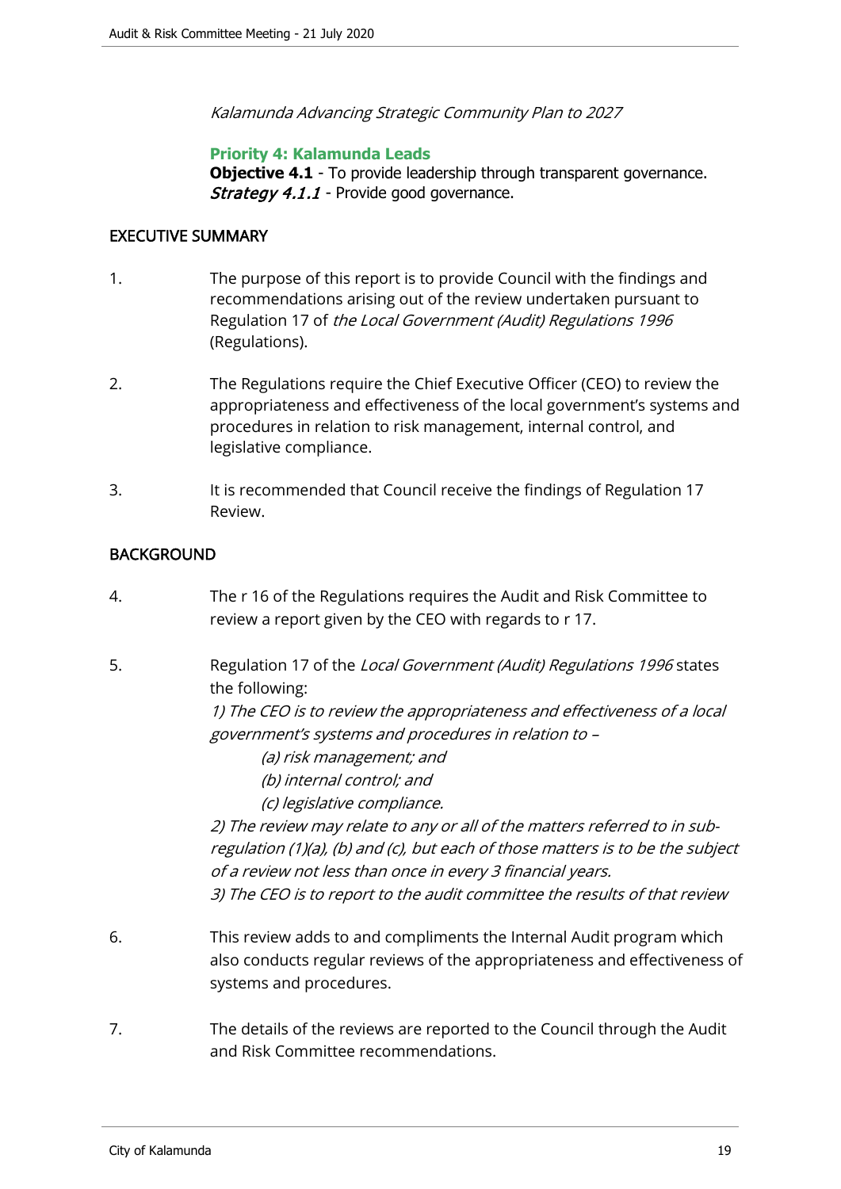*Kalamunda Advancing Strategic Community Plan to 2027*

**Priority 4: Kalamunda Leads**
**Objective 4.1** - To provide leadership through transparent governance.
***Strategy 4.1.1*** - Provide good governance.

## EXECUTIVE SUMMARY

1. The purpose of this report is to provide Council with the findings and recommendations arising out of the review undertaken pursuant to Regulation 17 of *the Local Government (Audit) Regulations 1996* (Regulations).

2. The Regulations require the Chief Executive Officer (CEO) to review the appropriateness and effectiveness of the local government's systems and procedures in relation to risk management, internal control, and legislative compliance.

3. It is recommended that Council receive the findings of Regulation 17 Review.

## BACKGROUND

4. The r 16 of the Regulations requires the Audit and Risk Committee to review a report given by the CEO with regards to r 17.

5. Regulation 17 of the *Local Government (Audit) Regulations 1996* states the following:
   *1) The CEO is to review the appropriateness and effectiveness of a local government's systems and procedures in relation to –*
   - *(a) risk management; and*
   - *(b) internal control; and*
   - *(c) legislative compliance.*

   *2) The review may relate to any or all of the matters referred to in sub-regulation (1)(a), (b) and (c), but each of those matters is to be the subject of a review not less than once in every 3 financial years.*
   *3) The CEO is to report to the audit committee the results of that review*

6. This review adds to and compliments the Internal Audit program which also conducts regular reviews of the appropriateness and effectiveness of systems and procedures.

7. The details of the reviews are reported to the Council through the Audit and Risk Committee recommendations.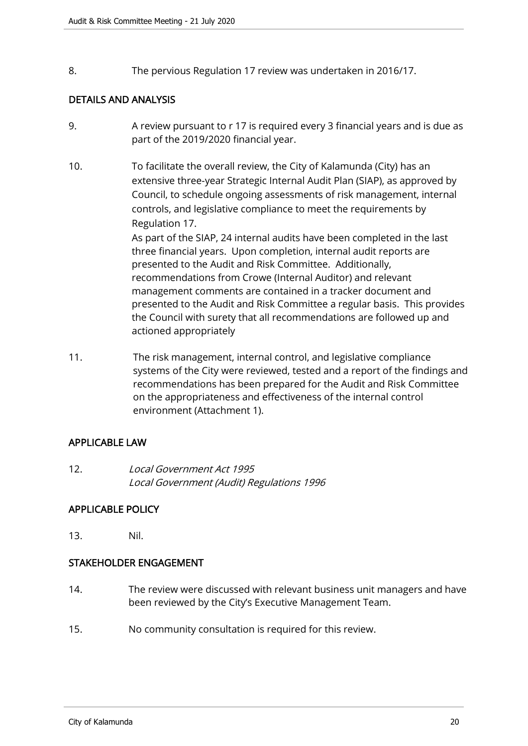8. The pervious Regulation 17 review was undertaken in 2016/17.

## DETAILS AND ANALYSIS

9. A review pursuant to r 17 is required every 3 financial years and is due as part of the 2019/2020 financial year.

10. To facilitate the overall review, the City of Kalamunda (City) has an extensive three-year Strategic Internal Audit Plan (SIAP), as approved by Council, to schedule ongoing assessments of risk management, internal controls, and legislative compliance to meet the requirements by Regulation 17.
    As part of the SIAP, 24 internal audits have been completed in the last three financial years. Upon completion, internal audit reports are presented to the Audit and Risk Committee. Additionally, recommendations from Crowe (Internal Auditor) and relevant management comments are contained in a tracker document and presented to the Audit and Risk Committee a regular basis. This provides the Council with surety that all recommendations are followed up and actioned appropriately

11. The risk management, internal control, and legislative compliance systems of the City were reviewed, tested and a report of the findings and recommendations has been prepared for the Audit and Risk Committee on the appropriateness and effectiveness of the internal control environment (Attachment 1).

## APPLICABLE LAW

12. *Local Government Act 1995*
    *Local Government (Audit) Regulations 1996*

## APPLICABLE POLICY

13. Nil.

## STAKEHOLDER ENGAGEMENT

14. The review were discussed with relevant business unit managers and have been reviewed by the City's Executive Management Team.

15. No community consultation is required for this review.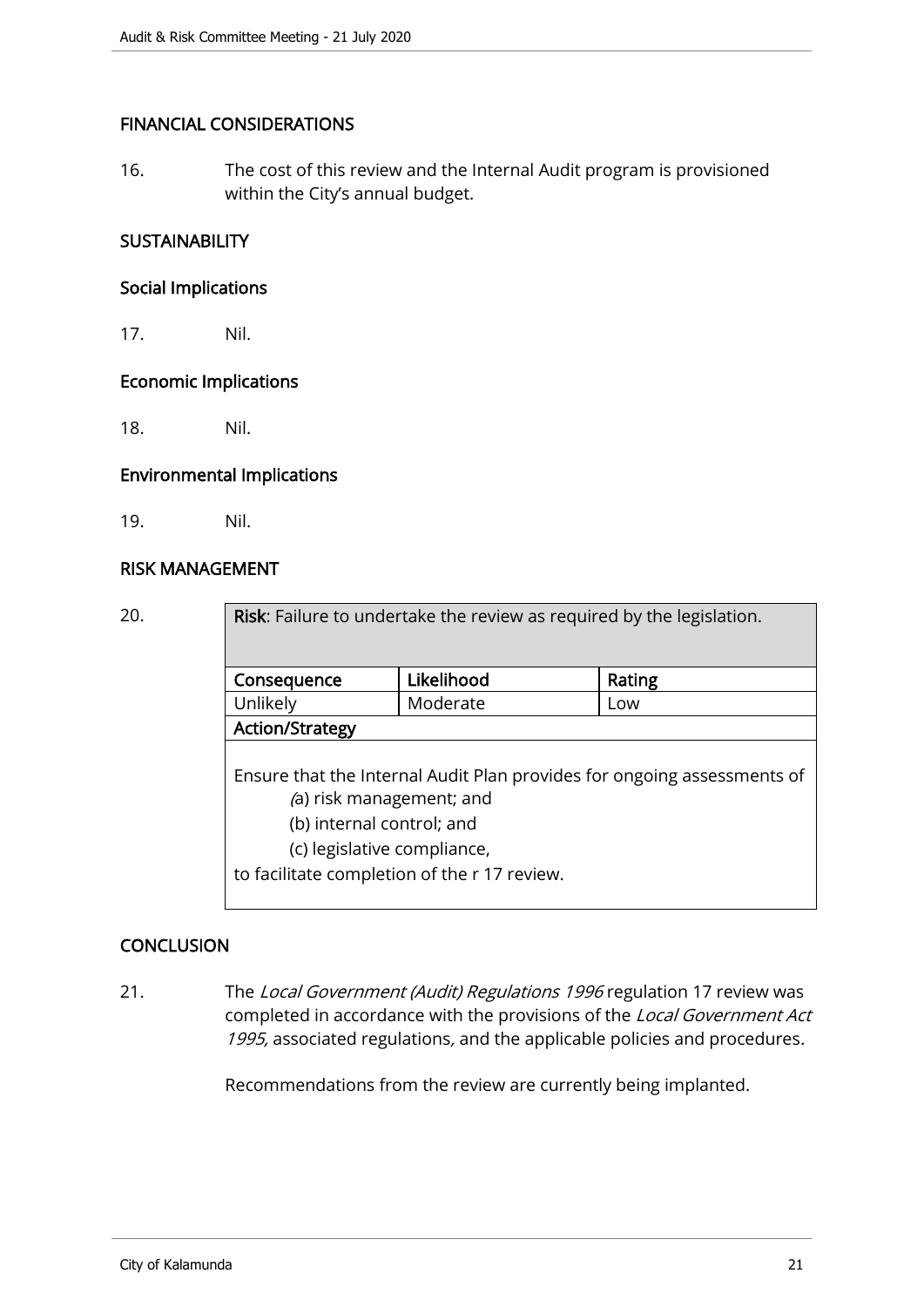## FINANCIAL CONSIDERATIONS

16. The cost of this review and the Internal Audit program is provisioned within the City's annual budget.

## SUSTAINABILITY

### Social Implications

17. Nil.

### Economic Implications

18. Nil.

### Environmental Implications

19. Nil.

## RISK MANAGEMENT

20.

| **Risk**: Failure to undertake the review as required by the legislation. | | |
|---|---|---|
| **Consequence** | **Likelihood** | **Rating** |
| Unlikely | Moderate | Low |
| **Action/Strategy** | | |
| Ensure that the Internal Audit Plan provides for ongoing assessments of (a) risk management; and (b) internal control; and (c) legislative compliance, to facilitate completion of the r 17 review. | | |

## CONCLUSION

21. The *Local Government (Audit) Regulations 1996* regulation 17 review was completed in accordance with the provisions of the *Local Government Act 1995*, associated regulations, and the applicable policies and procedures.

Recommendations from the review are currently being implanted.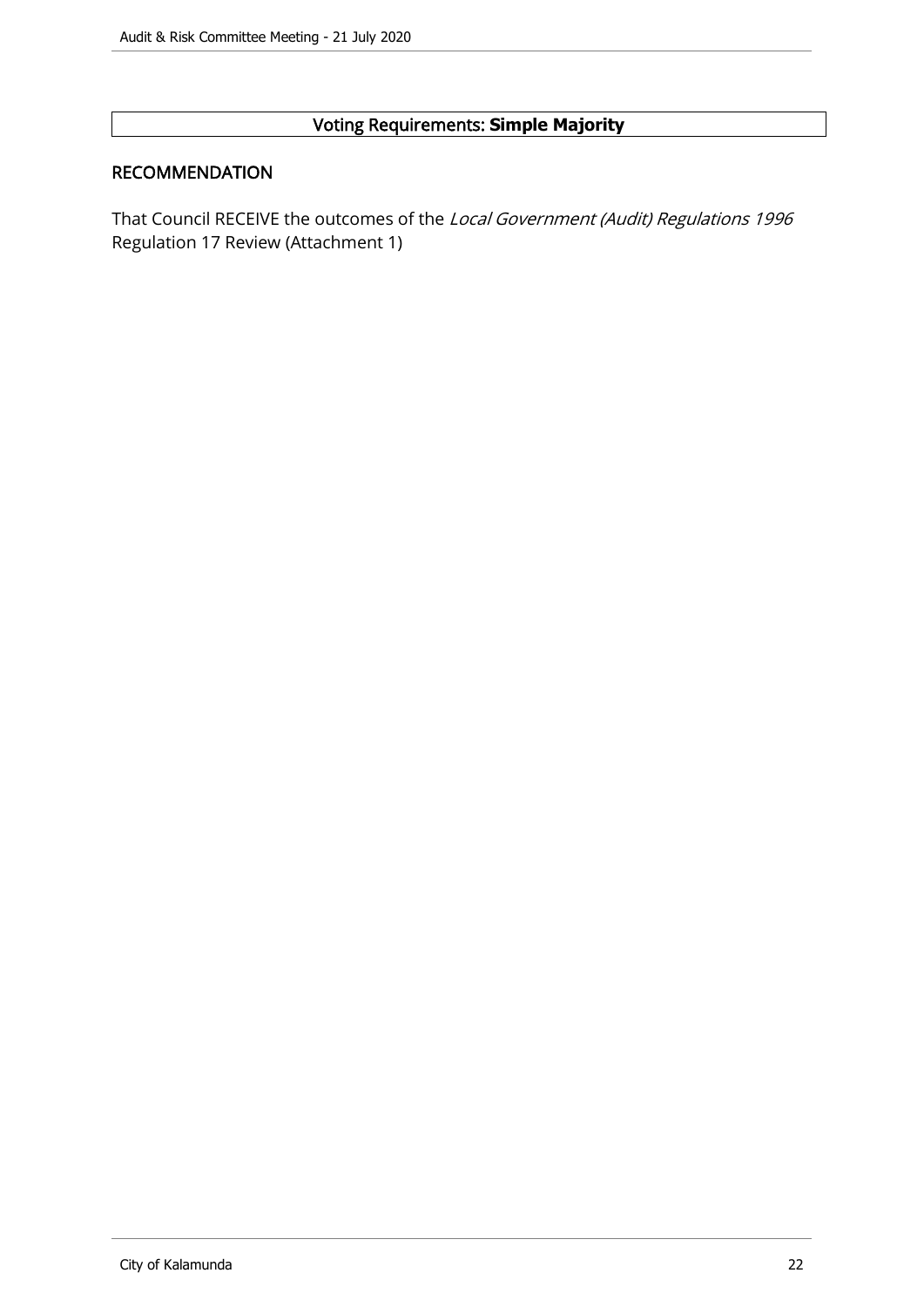Voting Requirements: **Simple Majority**

## RECOMMENDATION

That Council RECEIVE the outcomes of the *Local Government (Audit) Regulations 1996* Regulation 17 Review (Attachment 1)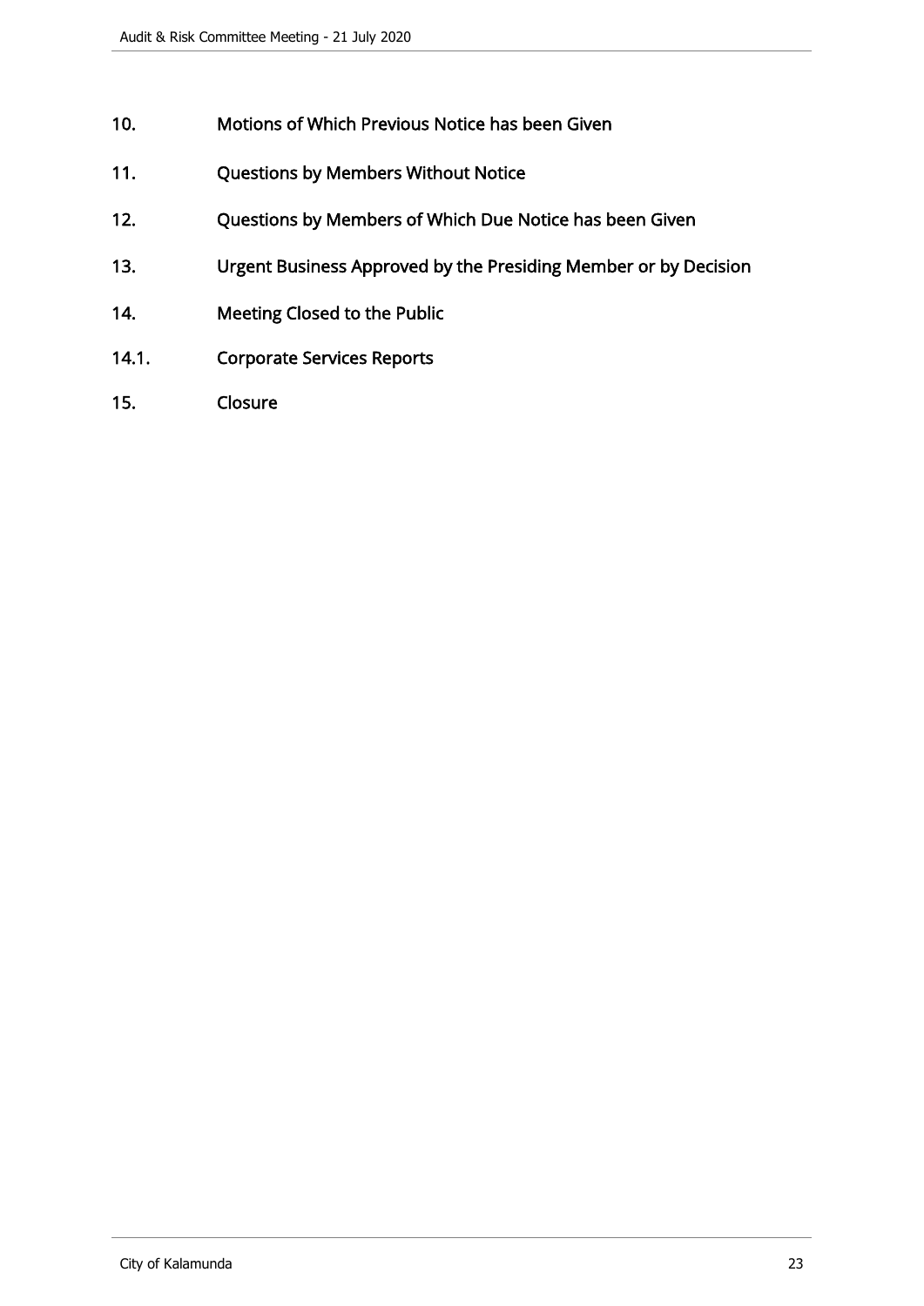# 10. Motions of Which Previous Notice has been Given

# 11. Questions by Members Without Notice

# 12. Questions by Members of Which Due Notice has been Given

# 13. Urgent Business Approved by the Presiding Member or by Decision

# 14. Meeting Closed to the Public

## 14.1. Corporate Services Reports

# 15. Closure